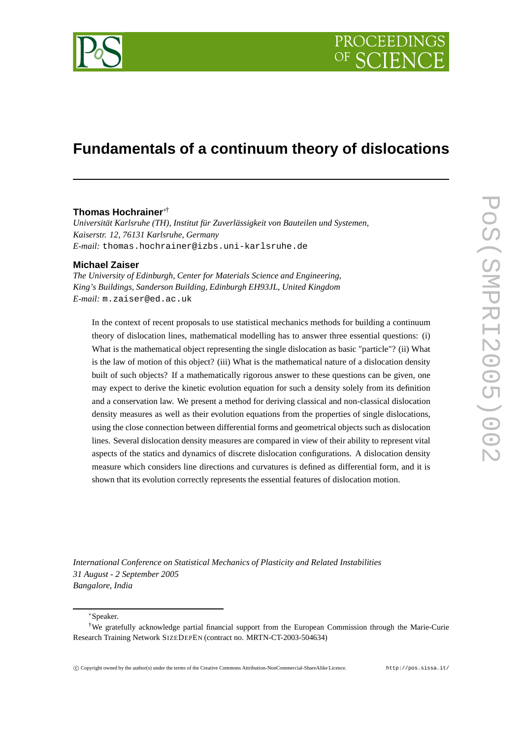# Fundamentals of a continuum theory of dislocations

**Thomas Hochrainer**[*†]

*Universität Karlsruhe (TH), Institut für Zuverlässigkeit von Bauteilen und Systemen, Kaiserstr. 12, 76131 Karlsruhe, Germany*
*E-mail:* thomas.hochrainer@izbs.uni-karlsruhe.de

**Michael Zaiser**

*The University of Edinburgh, Center for Materials Science and Engineering, King's Buildings, Sanderson Building, Edinburgh EH93JL, United Kingdom*
*E-mail:* m.zaiser@ed.ac.uk

In the context of recent proposals to use statistical mechanics methods for building a continuum theory of dislocation lines, mathematical modelling has to answer three essential questions: (i) What is the mathematical object representing the single dislocation as basic "particle"? (ii) What is the law of motion of this object? (iii) What is the mathematical nature of a dislocation density built of such objects? If a mathematically rigorous answer to these questions can be given, one may expect to derive the kinetic evolution equation for such a density solely from its definition and a conservation law. We present a method for deriving classical and non-classical dislocation density measures as well as their evolution equations from the properties of single dislocations, using the close connection between differential forms and geometrical objects such as dislocation lines. Several dislocation density measures are compared in view of their ability to represent vital aspects of the statics and dynamics of discrete dislocation configurations. A dislocation density measure which considers line directions and curvatures is defined as differential form, and it is shown that its evolution correctly represents the essential features of dislocation motion.

*International Conference on Statistical Mechanics of Plasticity and Related Instabilities*
*31 August - 2 September 2005*
*Bangalore, India*

---

[*] Speaker.

[†] We gratefully acknowledge partial financial support from the European Commission through the Marie-Curie Research Training Network SIZEDEPEN (contract no. MRTN-CT-2003-504634)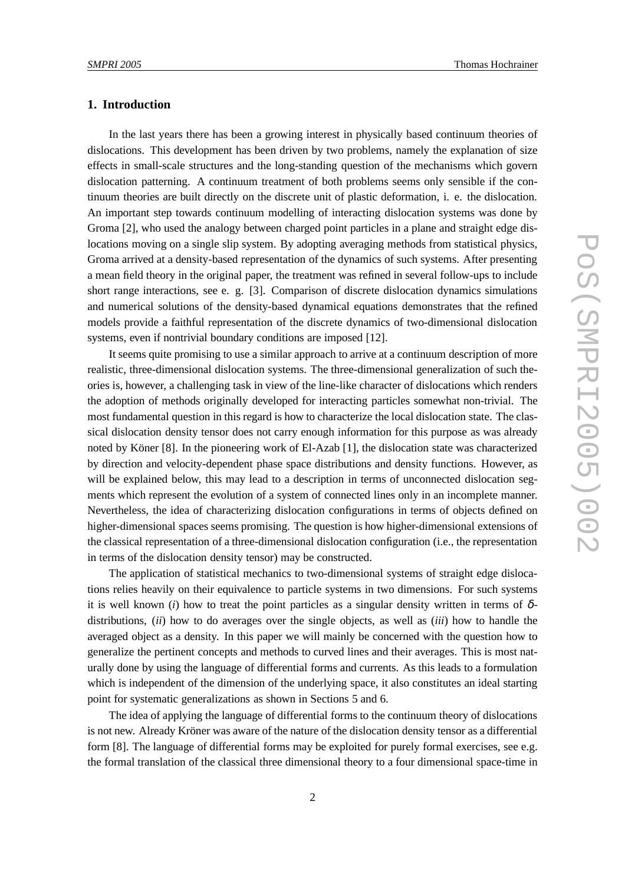## 1. Introduction

In the last years there has been a growing interest in physically based continuum theories of dislocations. This development has been driven by two problems, namely the explanation of size effects in small-scale structures and the long-standing question of the mechanisms which govern dislocation patterning. A continuum treatment of both problems seems only sensible if the continuum theories are built directly on the discrete unit of plastic deformation, i. e. the dislocation. An important step towards continuum modelling of interacting dislocation systems was done by Groma [2], who used the analogy between charged point particles in a plane and straight edge dislocations moving on a single slip system. By adopting averaging methods from statistical physics, Groma arrived at a density-based representation of the dynamics of such systems. After presenting a mean field theory in the original paper, the treatment was refined in several follow-ups to include short range interactions, see e. g. [3]. Comparison of discrete dislocation dynamics simulations and numerical solutions of the density-based dynamical equations demonstrates that the refined models provide a faithful representation of the discrete dynamics of two-dimensional dislocation systems, even if nontrivial boundary conditions are imposed [12].

It seems quite promising to use a similar approach to arrive at a continuum description of more realistic, three-dimensional dislocation systems. The three-dimensional generalization of such theories is, however, a challenging task in view of the line-like character of dislocations which renders the adoption of methods originally developed for interacting particles somewhat non-trivial. The most fundamental question in this regard is how to characterize the local dislocation state. The classical dislocation density tensor does not carry enough information for this purpose as was already noted by Köner [8]. In the pioneering work of El-Azab [1], the dislocation state was characterized by direction and velocity-dependent phase space distributions and density functions. However, as will be explained below, this may lead to a description in terms of unconnected dislocation segments which represent the evolution of a system of connected lines only in an incomplete manner. Nevertheless, the idea of characterizing dislocation configurations in terms of objects defined on higher-dimensional spaces seems promising. The question is how higher-dimensional extensions of the classical representation of a three-dimensional dislocation configuration (i.e., the representation in terms of the dislocation density tensor) may be constructed.

The application of statistical mechanics to two-dimensional systems of straight edge dislocations relies heavily on their equivalence to particle systems in two dimensions. For such systems it is well known (*i*) how to treat the point particles as a singular density written in terms of $\delta$-distributions, (*ii*) how to do averages over the single objects, as well as (*iii*) how to handle the averaged object as a density. In this paper we will mainly be concerned with the question how to generalize the pertinent concepts and methods to curved lines and their averages. This is most naturally done by using the language of differential forms and currents. As this leads to a formulation which is independent of the dimension of the underlying space, it also constitutes an ideal starting point for systematic generalizations as shown in Sections 5 and 6.

The idea of applying the language of differential forms to the continuum theory of dislocations is not new. Already Kröner was aware of the nature of the dislocation density tensor as a differential form [8]. The language of differential forms may be exploited for purely formal exercises, see e.g. the formal translation of the classical three dimensional theory to a four dimensional space-time in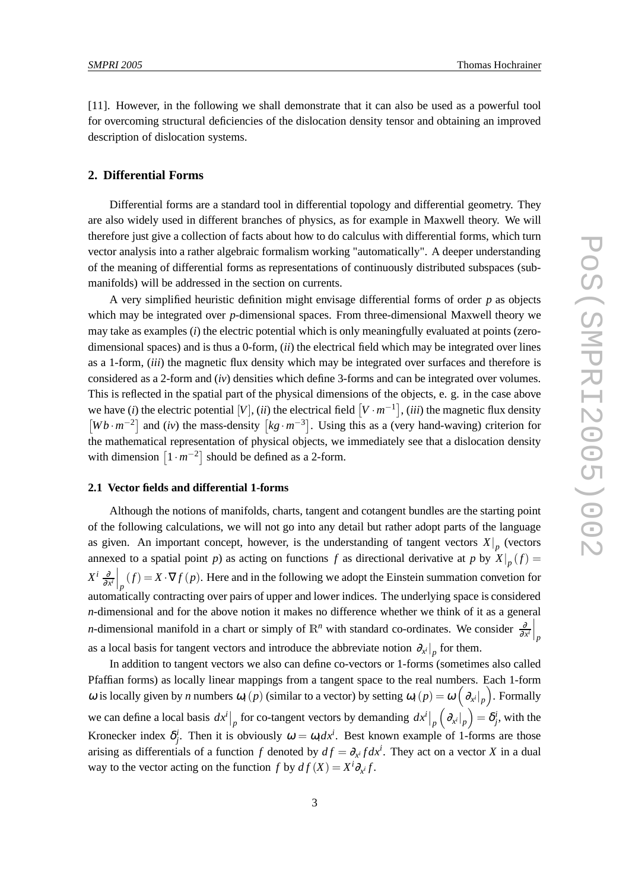[11]. However, in the following we shall demonstrate that it can also be used as a powerful tool for overcoming structural deficiencies of the dislocation density tensor and obtaining an improved description of dislocation systems.

## 2. Differential Forms

Differential forms are a standard tool in differential topology and differential geometry. They are also widely used in different branches of physics, as for example in Maxwell theory. We will therefore just give a collection of facts about how to do calculus with differential forms, which turn vector analysis into a rather algebraic formalism working "automatically". A deeper understanding of the meaning of differential forms as representations of continuously distributed subspaces (submanifolds) will be addressed in the section on currents.

A very simplified heuristic definition might envisage differential forms of order $p$ as objects which may be integrated over $p$-dimensional spaces. From three-dimensional Maxwell theory we may take as examples (*i*) the electric potential which is only meaningfully evaluated at points (zero-dimensional spaces) and is thus a 0-form, (*ii*) the electrical field which may be integrated over lines as a 1-form, (*iii*) the magnetic flux density which may be integrated over surfaces and therefore is considered as a 2-form and (*iv*) densities which define 3-forms and can be integrated over volumes. This is reflected in the spatial part of the physical dimensions of the objects, e. g. in the case above we have (*i*) the electric potential $[V]$, (*ii*) the electrical field $\left[V \cdot m^{-1}\right]$, (*iii*) the magnetic flux density $\left[Wb \cdot m^{-2}\right]$ and (*iv*) the mass-density $\left[kg \cdot m^{-3}\right]$. Using this as a (very hand-waving) criterion for the mathematical representation of physical objects, we immediately see that a dislocation density with dimension $\left[1 \cdot m^{-2}\right]$ should be defined as a 2-form.

### 2.1 Vector fields and differential 1-forms

Although the notions of manifolds, charts, tangent and cotangent bundles are the starting point of the following calculations, we will not go into any detail but rather adopt parts of the language as given. An important concept, however, is the understanding of tangent vectors $X|_p$ (vectors annexed to a spatial point $p$) as acting on functions $f$ as directional derivative at $p$ by $X|_p(f) = X^i \left.\frac{\partial}{\partial x^i}\right|_p (f) = X \cdot \nabla f(p)$. Here and in the following we adopt the Einstein summation convetion for automatically contracting over pairs of upper and lower indices. The underlying space is considered $n$-dimensional and for the above notion it makes no difference whether we think of it as a general $n$-dimensional manifold in a chart or simply of $\mathbb{R}^n$ with standard co-ordinates. We consider $\left.\frac{\partial}{\partial x^i}\right|_p$ as a local basis for tangent vectors and introduce the abbreviate notion $\partial_{x^i}|_p$ for them.

In addition to tangent vectors we also can define co-vectors or 1-forms (sometimes also called Pfaffian forms) as locally linear mappings from a tangent space to the real numbers. Each 1-form $\omega$ is locally given by $n$ numbers $\omega_i(p)$ (similar to a vector) by setting $\omega_i(p) = \omega\left(\partial_{x^i}|_p\right)$. Formally we can define a local basis $dx^i|_p$ for co-tangent vectors by demanding $dx^i|_p\left(\partial_{x^i}|_p\right) = \delta^i_j$, with the Kronecker index $\delta^i_j$. Then it is obviously $\omega = \omega_i dx^i$. Best known example of 1-forms are those arising as differentials of a function $f$ denoted by $df = \partial_{x^i} f dx^i$. They act on a vector $X$ in a dual way to the vector acting on the function $f$ by $df(X) = X^i \partial_{x^i} f$.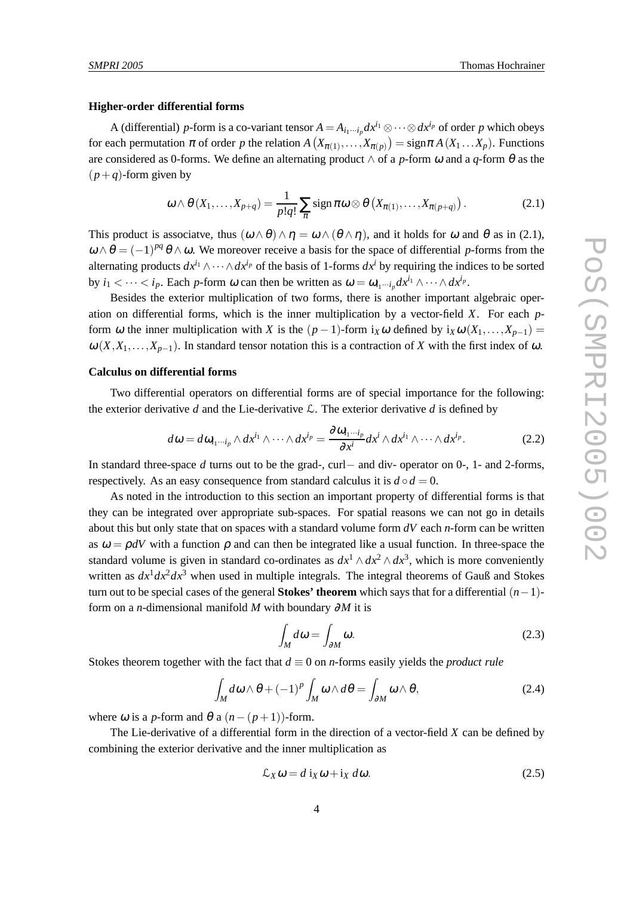**Higher-order differential forms**

A (differential) $p$-form is a co-variant tensor $A = A_{i_1\cdots i_p} dx^{i_1} \otimes \cdots \otimes dx^{i_p}$ of order $p$ which obeys for each permutation $\pi$ of order $p$ the relation $A\left(X_{\pi(1)},\ldots,X_{\pi(p)}\right) = \operatorname{sign}\pi\, A\left(X_1 \ldots X_p\right)$. Functions are considered as 0-forms. We define an alternating product $\wedge$ of a $p$-form $\omega$ and a $q$-form $\theta$ as the $(p+q)$-form given by

$$\omega \wedge \theta(X_1,\ldots,X_{p+q}) = \frac{1}{p!q!}\sum_{\pi} \operatorname{sign}\pi\, \omega \otimes \theta\left(X_{\pi(1)},\ldots,X_{\pi(p+q)}\right). \tag{2.1}$$

This product is associatve, thus $(\omega\wedge\theta)\wedge\eta = \omega\wedge(\theta\wedge\eta)$, and it holds for $\omega$ and $\theta$ as in (2.1), $\omega\wedge\theta = (-1)^{pq}\theta\wedge\omega$. We moreover receive a basis for the space of differential $p$-forms from the alternating products $dx^{i_1}\wedge\cdots\wedge dx^{i_p}$ of the basis of 1-forms $dx^i$ by requiring the indices to be sorted by $i_1 < \cdots < i_p$. Each $p$-form $\omega$ can then be written as $\omega = \omega_{i_1\cdots i_p} dx^{i_1}\wedge\cdots\wedge dx^{i_p}$.

Besides the exterior multiplication of two forms, there is another important algebraic operation on differential forms, which is the inner multiplication by a vector-field $X$. For each $p$-form $\omega$ the inner multiplication with $X$ is the $(p-1)$-form $\mathrm{i}_X\omega$ defined by $\mathrm{i}_X\omega(X_1,\ldots,X_{p-1}) = \omega(X,X_1,\ldots,X_{p-1})$. In standard tensor notation this is a contraction of $X$ with the first index of $\omega$.

**Calculus on differential forms**

Two differential operators on differential forms are of special importance for the following: the exterior derivative $d$ and the Lie-derivative $\mathcal{L}$. The exterior derivative $d$ is defined by

$$d\omega = d\omega_{i_1\cdots i_p}\wedge dx^{i_1}\wedge\cdots\wedge dx^{i_p} = \frac{\partial\omega_{i_1\cdots i_p}}{\partial x^i} dx^i\wedge dx^{i_1}\wedge\cdots\wedge dx^{i_p}. \tag{2.2}$$

In standard three-space $d$ turns out to be the grad-, curl$-$ and div- operator on 0-, 1- and 2-forms, respectively. As an easy consequence from standard calculus it is $d\circ d = 0$.

As noted in the introduction to this section an important property of differential forms is that they can be integrated over appropriate sub-spaces. For spatial reasons we can not go in details about this but only state that on spaces with a standard volume form $dV$ each $n$-form can be written as $\omega = \rho dV$ with a function $\rho$ and can then be integrated like a usual function. In three-space the standard volume is given in standard co-ordinates as $dx^1\wedge dx^2\wedge dx^3$, which is more conveniently written as $dx^1dx^2dx^3$ when used in multiple integrals. The integral theorems of Gauß and Stokes turn out to be special cases of the general **Stokes' theorem** which says that for a differential $(n-1)$-form on a $n$-dimensional manifold $M$ with boundary $\partial M$ it is

$$\int_M d\omega = \int_{\partial M}\omega. \tag{2.3}$$

Stokes theorem together with the fact that $d\equiv 0$ on $n$-forms easily yields the *product rule*

$$\int_M d\omega\wedge\theta + (-1)^p\int_M \omega\wedge d\theta = \int_{\partial M}\omega\wedge\theta, \tag{2.4}$$

where $\omega$ is a $p$-form and $\theta$ a $(n-(p+1))$-form.

The Lie-derivative of a differential form in the direction of a vector-field $X$ can be defined by combining the exterior derivative and the inner multiplication as

$$\mathcal{L}_X\omega = d\,\mathrm{i}_X\omega + \mathrm{i}_X\, d\omega. \tag{2.5}$$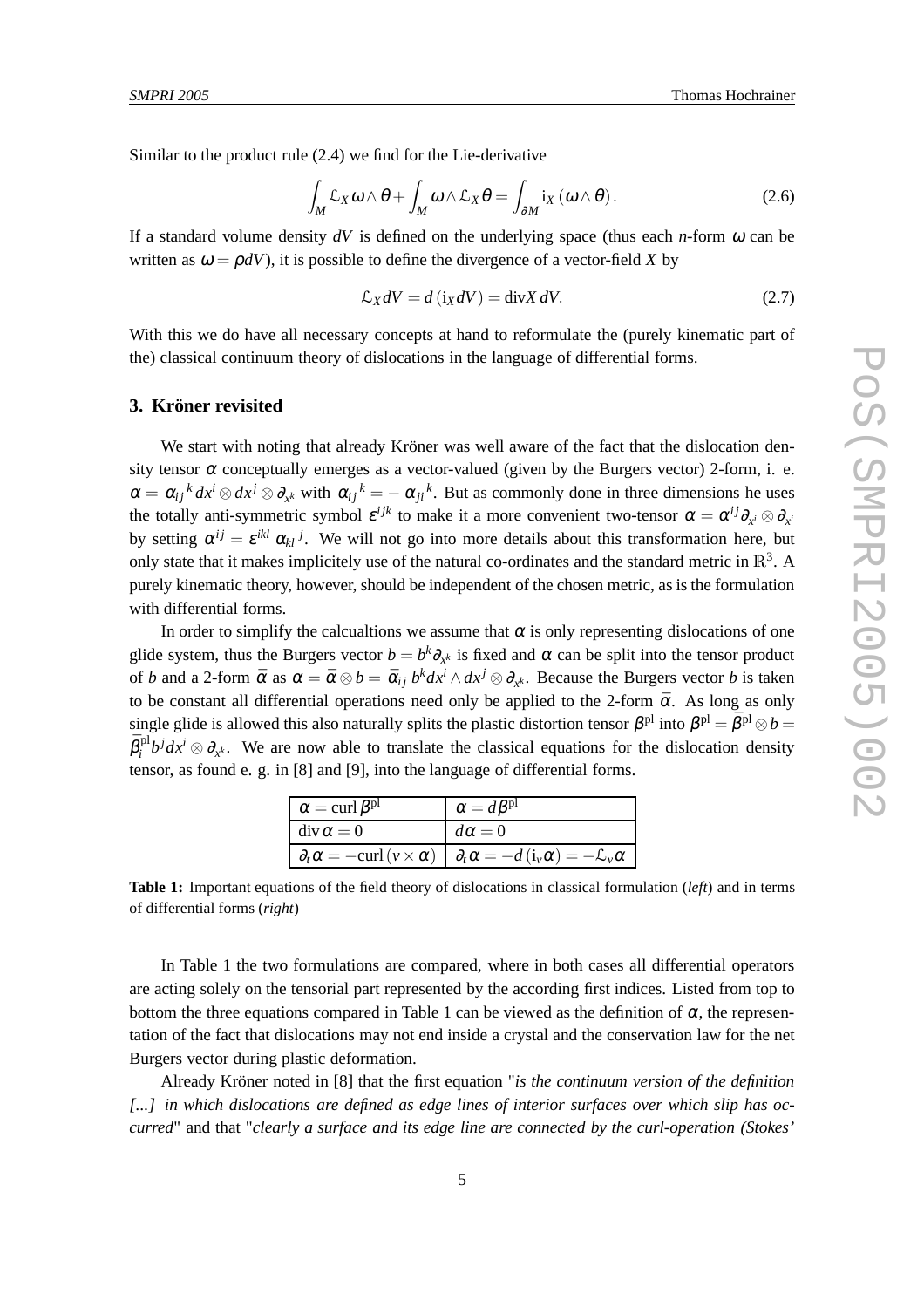Similar to the product rule (2.4) we find for the Lie-derivative

$$\int_M \mathcal{L}_X \omega \wedge \theta + \int_M \omega \wedge \mathcal{L}_X \theta = \int_{\partial M} \mathrm{i}_X (\omega \wedge \theta). \tag{2.6}$$

If a standard volume density $dV$ is defined on the underlying space (thus each $n$-form $\omega$ can be written as $\omega = \rho dV$), it is possible to define the divergence of a vector-field $X$ by

$$\mathcal{L}_X dV = d(\mathrm{i}_X dV) = \mathrm{div} X \, dV. \tag{2.7}$$

With this we do have all necessary concepts at hand to reformulate the (purely kinematic part of the) classical continuum theory of dislocations in the language of differential forms.

## 3. Kröner revisited

We start with noting that already Kröner was well aware of the fact that the dislocation density tensor $\alpha$ conceptually emerges as a vector-valued (given by the Burgers vector) 2-form, i. e. $\alpha = \alpha_{ij}{}^k dx^i \otimes dx^j \otimes \partial_{x^k}$ with $\alpha_{ij}{}^k = -\alpha_{ji}{}^k$. But as commonly done in three dimensions he uses the totally anti-symmetric symbol $\varepsilon^{ijk}$ to make it a more convenient two-tensor $\alpha = \alpha^{ij} \partial_{x^i} \otimes \partial_{x^i}$ by setting $\alpha^{ij} = \varepsilon^{ikl} \alpha_{kl}{}^j$. We will not go into more details about this transformation here, but only state that it makes implicitely use of the natural co-ordinates and the standard metric in $\mathbb{R}^3$. A purely kinematic theory, however, should be independent of the chosen metric, as is the formulation with differential forms.

In order to simplify the calcualtions we assume that $\alpha$ is only representing dislocations of one glide system, thus the Burgers vector $b = b^k \partial_{x^k}$ is fixed and $\alpha$ can be split into the tensor product of $b$ and a 2-form $\bar{\alpha}$ as $\alpha = \bar{\alpha} \otimes b = \bar{\alpha}_{ij} \, b^k dx^i \wedge dx^j \otimes \partial_{x^k}$. Because the Burgers vector $b$ is taken to be constant all differential operations need only be applied to the 2-form $\bar{\alpha}$. As long as only single glide is allowed this also naturally splits the plastic distortion tensor $\beta^{\mathrm{pl}}$ into $\beta^{\mathrm{pl}} = \bar{\beta}^{\mathrm{pl}} \otimes b = \bar{\beta}_i^{\mathrm{pl}} b^j dx^i \otimes \partial_{x^k}$. We are now able to translate the classical equations for the dislocation density tensor, as found e. g. in [8] and [9], into the language of differential forms.

| | |
|---|---|
| $\alpha = \mathrm{curl}\, \beta^{\mathrm{pl}}$ | $\alpha = d\beta^{\mathrm{pl}}$ |
| $\mathrm{div}\, \alpha = 0$ | $d\alpha = 0$ |
| $\partial_t \alpha = -\mathrm{curl}\,(v \times \alpha)$ | $\partial_t \alpha = -d\,(\mathrm{i}_v \alpha) = -\mathcal{L}_v \alpha$ |

**Table 1:** Important equations of the field theory of dislocations in classical formulation (*left*) and in terms of differential forms (*right*)

In Table 1 the two formulations are compared, where in both cases all differential operators are acting solely on the tensorial part represented by the according first indices. Listed from top to bottom the three equations compared in Table 1 can be viewed as the definition of $\alpha$, the representation of the fact that dislocations may not end inside a crystal and the conservation law for the net Burgers vector during plastic deformation.

Already Kröner noted in [8] that the first equation "*is the continuum version of the definition [...] in which dislocations are defined as edge lines of interior surfaces over which slip has occurred*" and that "*clearly a surface and its edge line are connected by the curl-operation (Stokes'*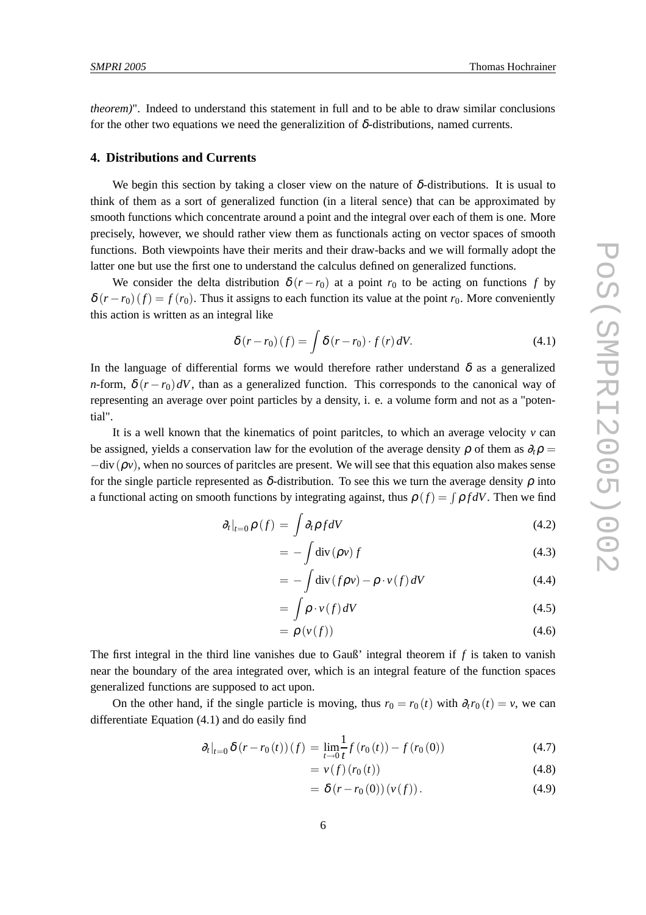theorem)". Indeed to understand this statement in full and to be able to draw similar conclusions for the other two equations we need the generalizition of $\delta$-distributions, named currents.

## 4. Distributions and Currents

We begin this section by taking a closer view on the nature of $\delta$-distributions. It is usual to think of them as a sort of generalized function (in a literal sence) that can be approximated by smooth functions which concentrate around a point and the integral over each of them is one. More precisely, however, we should rather view them as functionals acting on vector spaces of smooth functions. Both viewpoints have their merits and their draw-backs and we will formally adopt the latter one but use the first one to understand the calculus defined on generalized functions.

We consider the delta distribution $\delta(r-r_0)$ at a point $r_0$ to be acting on functions $f$ by $\delta(r-r_0)(f) = f(r_0)$. Thus it assigns to each function its value at the point $r_0$. More conveniently this action is written as an integral like

$$\delta(r-r_0)(f) = \int \delta(r-r_0) \cdot f(r)\, dV. \tag{4.1}$$

In the language of differential forms we would therefore rather understand $\delta$ as a generalized $n$-form, $\delta(r-r_0)\,dV$, than as a generalized function. This corresponds to the canonical way of representing an average over point particles by a density, i. e. a volume form and not as a "potential".

It is a well known that the kinematics of point paritcles, to which an average velocity $v$ can be assigned, yields a conservation law for the evolution of the average density $\rho$ of them as $\partial_t \rho = -\mathrm{div}(\rho v)$, when no sources of paritcles are present. We will see that this equation also makes sense for the single particle represented as $\delta$-distribution. To see this we turn the average density $\rho$ into a functional acting on smooth functions by integrating against, thus $\rho(f) = \int \rho f dV$. Then we find

$$\partial_t|_{t=0}\, \rho(f) = \int \partial_t \rho f dV \tag{4.2}$$

$$= -\int \mathrm{div}(\rho v) f \tag{4.3}$$

$$= -\int \mathrm{div}(f \rho v) - \rho \cdot v(f)\, dV \tag{4.4}$$

$$= \int \rho \cdot v(f)\, dV \tag{4.5}$$

$$= \rho(v(f)) \tag{4.6}$$

The first integral in the third line vanishes due to Gauß' integral theorem if $f$ is taken to vanish near the boundary of the area integrated over, which is an integral feature of the function spaces generalized functions are supposed to act upon.

On the other hand, if the single particle is moving, thus $r_0 = r_0(t)$ with $\partial_t r_0(t) = v$, we can differentiate Equation (4.1) and do easily find

$$\partial_t|_{t=0}\, \delta(r - r_0(t))(f) = \lim_{t \to 0} \frac{1}{t} f(r_0(t)) - f(r_0(0)) \tag{4.7}$$

$$= v(f)(r_0(t)) \tag{4.8}$$

$$= \delta(r - r_0(0))(v(f)). \tag{4.9}$$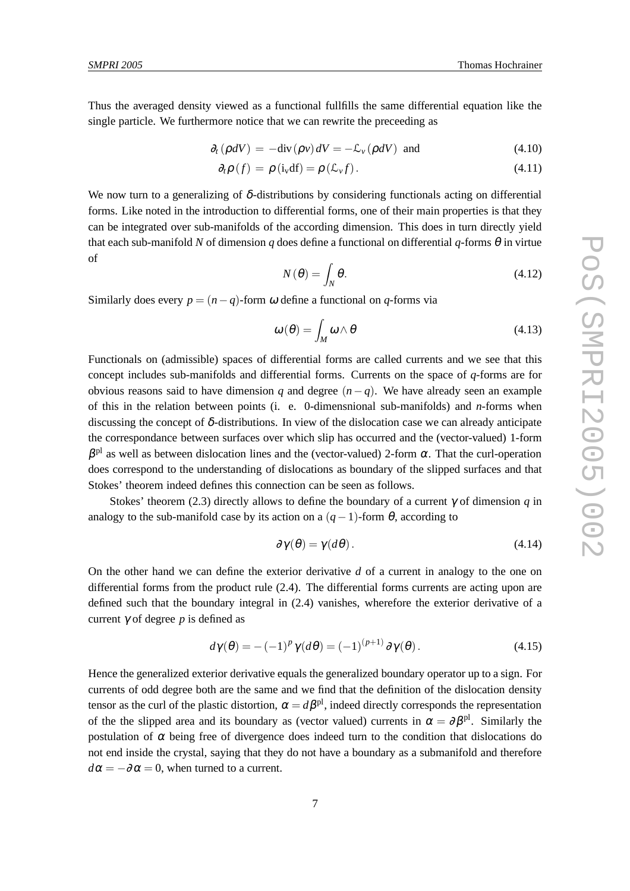Thus the averaged density viewed as a functional fullfills the same differential equation like the single particle. We furthermore notice that we can rewrite the preceeding as

$$\partial_t (\rho dV) \,=\, -\mathrm{div}\,(\rho v)\, dV = -\mathcal{L}_v\,(\rho dV) \;\text{ and} \tag{4.10}$$

$$\partial_t \rho\,(f) \,=\, \rho\,(\mathrm{i_v df}) = \rho\,(\mathcal{L}_v f)\,. \tag{4.11}$$

We now turn to a generalizing of $\delta$-distributions by considering functionals acting on differential forms. Like noted in the introduction to differential forms, one of their main properties is that they can be integrated over sub-manifolds of the according dimension. This does in turn directly yield that each sub-manifold $N$ of dimension $q$ does define a functional on differential $q$-forms $\theta$ in virtue of

$$N\,(\theta) = \int_N \theta. \tag{4.12}$$

Similarly does every $p = (n-q)$-form $\omega$ define a functional on $q$-forms via

$$\omega(\theta) = \int_M \omega \wedge \theta \tag{4.13}$$

Functionals on (admissible) spaces of differential forms are called currents and we see that this concept includes sub-manifolds and differential forms. Currents on the space of $q$-forms are for obvious reasons said to have dimension $q$ and degree $(n-q)$. We have already seen an example of this in the relation between points (i. e. 0-dimensnional sub-manifolds) and $n$-forms when discussing the concept of $\delta$-distributions. In view of the dislocation case we can already anticipate the correspondance between surfaces over which slip has occurred and the (vector-valued) 1-form $\beta^{\mathrm{pl}}$ as well as between dislocation lines and the (vector-valued) 2-form $\alpha$. That the curl-operation does correspond to the understanding of dislocations as boundary of the slipped surfaces and that Stokes' theorem indeed defines this connection can be seen as follows.

Stokes' theorem (2.3) directly allows to define the boundary of a current $\gamma$ of dimension $q$ in analogy to the sub-manifold case by its action on a $(q-1)$-form $\theta$, according to

$$\partial\gamma(\theta) = \gamma(d\theta)\,. \tag{4.14}$$

On the other hand we can define the exterior derivative $d$ of a current in analogy to the one on differential forms from the product rule (2.4). The differential forms currents are acting upon are defined such that the boundary integral in (2.4) vanishes, wherefore the exterior derivative of a current $\gamma$ of degree $p$ is defined as

$$d\gamma(\theta) = -\,(-1)^p\,\gamma(d\theta) = (-1)^{(p+1)}\,\partial\gamma(\theta)\,. \tag{4.15}$$

Hence the generalized exterior derivative equals the generalized boundary operator up to a sign. For currents of odd degree both are the same and we find that the definition of the dislocation density tensor as the curl of the plastic distortion, $\alpha = d\beta^{\mathrm{pl}}$, indeed directly corresponds the representation of the the slipped area and its boundary as (vector valued) currents in $\alpha = \partial\beta^{\mathrm{pl}}$. Similarly the postulation of $\alpha$ being free of divergence does indeed turn to the condition that dislocations do not end inside the crystal, saying that they do not have a boundary as a submanifold and therefore $d\alpha = -\partial\alpha = 0$, when turned to a current.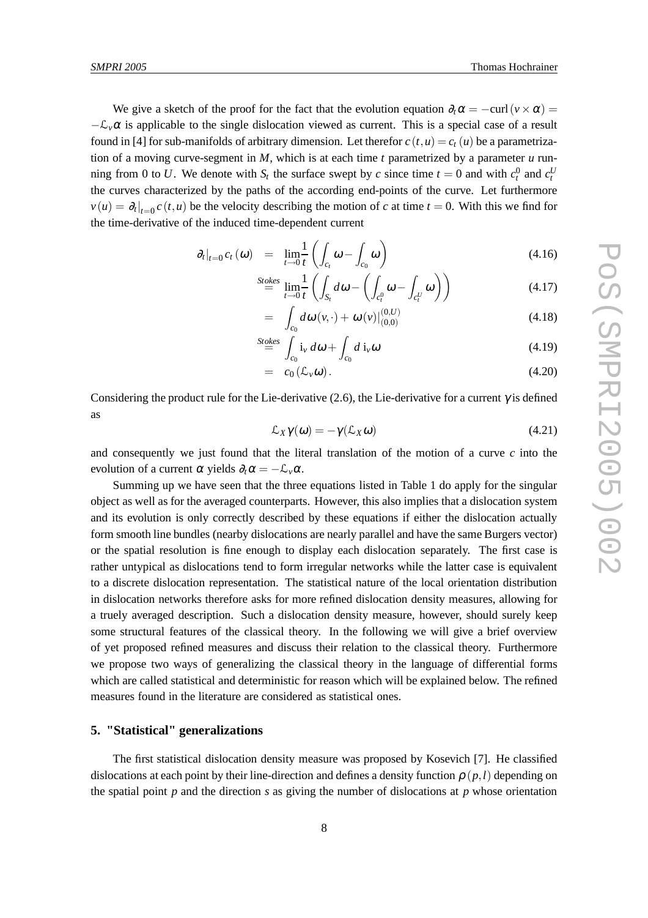We give a sketch of the proof for the fact that the evolution equation $\partial_t \alpha = -\text{curl}(v \times \alpha) = -\mathcal{L}_v \alpha$ is applicable to the single dislocation viewed as current. This is a special case of a result found in [4] for sub-manifolds of arbitrary dimension. Let therefor $c(t,u) = c_t(u)$ be a parametrization of a moving curve-segment in $M$, which is at each time $t$ parametrized by a parameter $u$ running from 0 to $U$. We denote with $S_t$ the surface swept by $c$ since time $t = 0$ and with $c_t^0$ and $c_t^U$ the curves characterized by the paths of the according end-points of the curve. Let furthermore $v(u) = \partial_t|_{t=0} c(t,u)$ be the velocity describing the motion of $c$ at time $t = 0$. With this we find for the time-derivative of the induced time-dependent current

$$\partial_t|_{t=0} c_t(\omega) = \lim_{t \to 0} \frac{1}{t} \left( \int_{c_t} \omega - \int_{c_0} \omega \right) \tag{4.16}$$

$$\overset{Stokes}{=} \lim_{t \to 0} \frac{1}{t} \left( \int_{S_t} d\omega - \left( \int_{c_t^0} \omega - \int_{c_t^U} \omega \right) \right) \tag{4.17}$$

$$= \int_{c_0} d\omega(v, \cdot) + \omega(v)|_{(0,0)}^{(0,U)} \tag{4.18}$$

$$\overset{Stokes}{=} \int_{c_0} \mathrm{i}_v \, d\omega + \int_{c_0} d \, \mathrm{i}_v \omega \tag{4.19}$$

$$= c_0 (\mathcal{L}_v \omega). \tag{4.20}$$

Considering the product rule for the Lie-derivative (2.6), the Lie-derivative for a current $\gamma$ is defined as

$$\mathcal{L}_X \gamma(\omega) = -\gamma(\mathcal{L}_X \omega) \tag{4.21}$$

and consequently we just found that the literal translation of the motion of a curve $c$ into the evolution of a current $\alpha$ yields $\partial_t \alpha = -\mathcal{L}_v \alpha$.

Summing up we have seen that the three equations listed in Table 1 do apply for the singular object as well as for the averaged counterparts. However, this also implies that a dislocation system and its evolution is only correctly described by these equations if either the dislocation actually form smooth line bundles (nearby dislocations are nearly parallel and have the same Burgers vector) or the spatial resolution is fine enough to display each dislocation separately. The first case is rather untypical as dislocations tend to form irregular networks while the latter case is equivalent to a discrete dislocation representation. The statistical nature of the local orientation distribution in dislocation networks therefore asks for more refined dislocation density measures, allowing for a truely averaged description. Such a dislocation density measure, however, should surely keep some structural features of the classical theory. In the following we will give a brief overview of yet proposed refined measures and discuss their relation to the classical theory. Furthermore we propose two ways of generalizing the classical theory in the language of differential forms which are called statistical and deterministic for reason which will be explained below. The refined measures found in the literature are considered as statistical ones.

## 5. "Statistical" generalizations

The first statistical dislocation density measure was proposed by Kosevich [7]. He classified dislocations at each point by their line-direction and defines a density function $\rho(p,l)$ depending on the spatial point $p$ and the direction $s$ as giving the number of dislocations at $p$ whose orientation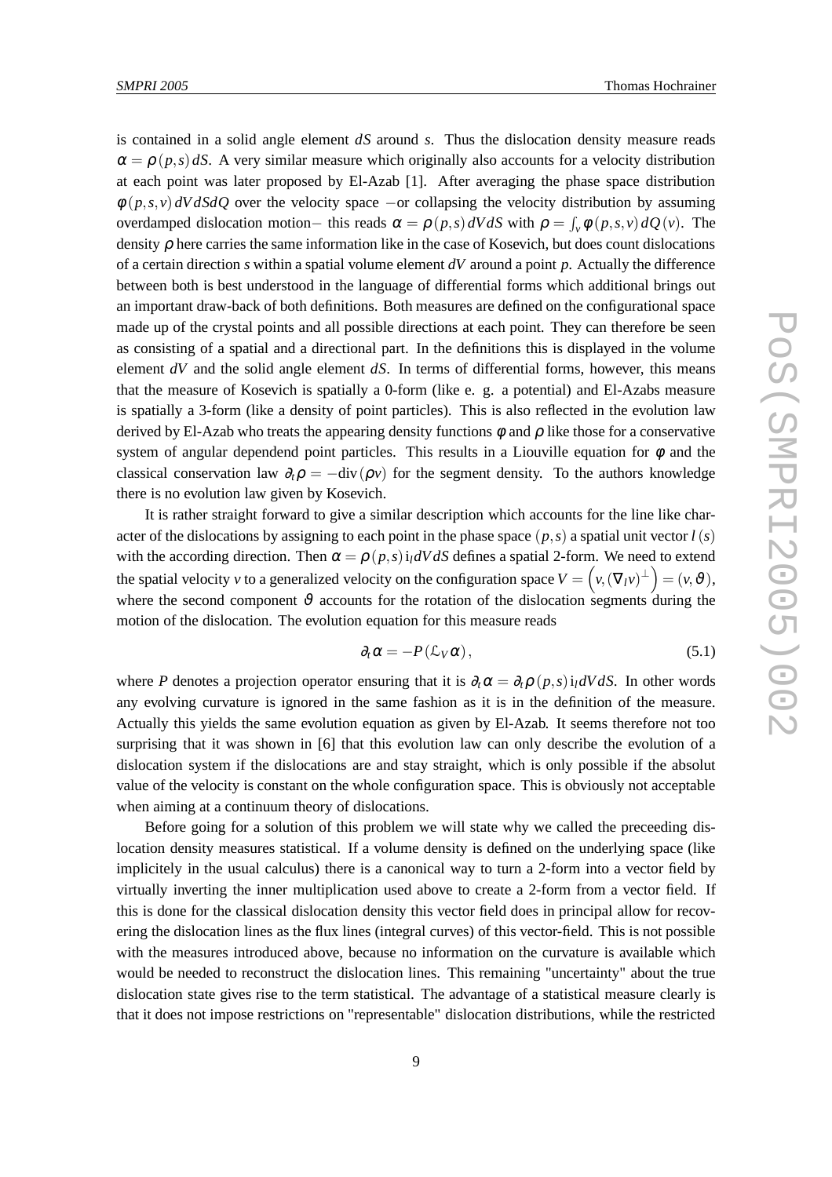is contained in a solid angle element $dS$ around $s$. Thus the dislocation density measure reads $\alpha = \rho(p,s)\,dS$. A very similar measure which originally also accounts for a velocity distribution at each point was later proposed by El-Azab [1]. After averaging the phase space distribution $\phi(p,s,v)\,dVdSdQ$ over the velocity space $-$or collapsing the velocity distribution by assuming overdamped dislocation motion$-$ this reads $\alpha = \rho(p,s)\,dVdS$ with $\rho = \int_v \phi(p,s,v)\,dQ(v)$. The density $\rho$ here carries the same information like in the case of Kosevich, but does count dislocations of a certain direction $s$ within a spatial volume element $dV$ around a point $p$. Actually the difference between both is best understood in the language of differential forms which additional brings out an important draw-back of both definitions. Both measures are defined on the configurational space made up of the crystal points and all possible directions at each point. They can therefore be seen as consisting of a spatial and a directional part. In the definitions this is displayed in the volume element $dV$ and the solid angle element $dS$. In terms of differential forms, however, this means that the measure of Kosevich is spatially a 0-form (like e. g. a potential) and El-Azabs measure is spatially a 3-form (like a density of point particles). This is also reflected in the evolution law derived by El-Azab who treats the appearing density functions $\phi$ and $\rho$ like those for a conservative system of angular dependend point particles. This results in a Liouville equation for $\phi$ and the classical conservation law $\partial_t \rho = -\mathrm{div}(\rho v)$ for the segment density. To the authors knowledge there is no evolution law given by Kosevich.

It is rather straight forward to give a similar description which accounts for the line like character of the dislocations by assigning to each point in the phase space $(p,s)$ a spatial unit vector $l(s)$ with the according direction. Then $\alpha = \rho(p,s)\,\mathrm{i}_l dVdS$ defines a spatial 2-form. We need to extend the spatial velocity $v$ to a generalized velocity on the configuration space $V = \left(v, (\nabla_l v)^{\perp}\right) = (v, \vartheta)$, where the second component $\vartheta$ accounts for the rotation of the dislocation segments during the motion of the dislocation. The evolution equation for this measure reads

$$\partial_t \alpha = -P(\mathcal{L}_V \alpha), \tag{5.1}$$

where $P$ denotes a projection operator ensuring that it is $\partial_t \alpha = \partial_t \rho(p,s)\,\mathrm{i}_l dVdS$. In other words any evolving curvature is ignored in the same fashion as it is in the definition of the measure. Actually this yields the same evolution equation as given by El-Azab. It seems therefore not too surprising that it was shown in [6] that this evolution law can only describe the evolution of a dislocation system if the dislocations are and stay straight, which is only possible if the absolut value of the velocity is constant on the whole configuration space. This is obviously not acceptable when aiming at a continuum theory of dislocations.

Before going for a solution of this problem we will state why we called the preceeding dislocation density measures statistical. If a volume density is defined on the underlying space (like implicitely in the usual calculus) there is a canonical way to turn a 2-form into a vector field by virtually inverting the inner multiplication used above to create a 2-form from a vector field. If this is done for the classical dislocation density this vector field does in principal allow for recovering the dislocation lines as the flux lines (integral curves) of this vector-field. This is not possible with the measures introduced above, because no information on the curvature is available which would be needed to reconstruct the dislocation lines. This remaining "uncertainty" about the true dislocation state gives rise to the term statistical. The advantage of a statistical measure clearly is that it does not impose restrictions on "representable" dislocation distributions, while the restricted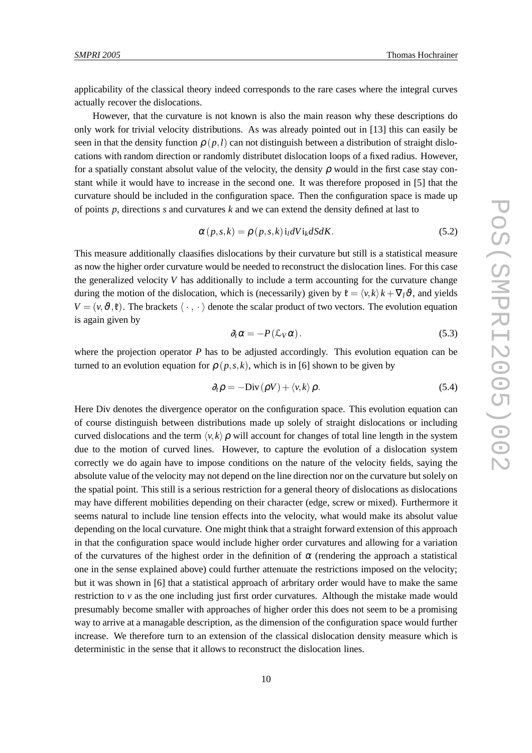applicability of the classical theory indeed corresponds to the rare cases where the integral curves actually recover the dislocations.

However, that the curvature is not known is also the main reason why these descriptions do only work for trivial velocity distributions. As was already pointed out in [13] this can easily be seen in that the density function $\rho(p,l)$ can not distinguish between a distribution of straight dislocations with random direction or randomly distributet dislocation loops of a fixed radius. However, for a spatially constant absolut value of the velocity, the density $\rho$ would in the first case stay constant while it would have to increase in the second one. It was therefore proposed in [5] that the curvature should be included in the configuration space. Then the configuration space is made up of points $p$, directions $s$ and curvatures $k$ and we can extend the density defined at last to

$$\alpha(p,s,k) = \rho(p,s,k)\,\mathrm{i}_l dV \mathrm{i}_k dSdK. \tag{5.2}$$

This measure additionally claasifies dislocations by their curvature but still is a statistical measure as now the higher order curvature would be needed to reconstruct the dislocation lines. For this case the generalized velocity $V$ has additionally to include a term accounting for the curvature change during the motion of the dislocation, which is (necessarily) given by $\mathfrak{k} = \langle v,k\rangle k + \nabla_l \vartheta$, and yields $V = (v,\vartheta,\mathfrak{k})$. The brackets $\langle\,\cdot\,,\,\cdot\,\rangle$ denote the scalar product of two vectors. The evolution equation is again given by

$$\partial_t \alpha = -P(\mathcal{L}_V \alpha). \tag{5.3}$$

where the projection operator $P$ has to be adjusted accordingly. This evolution equation can be turned to an evolution equation for $\rho(p,s,k)$, which is in [6] shown to be given by

$$\partial_t \rho = -\mathrm{Div}(\rho V) + \langle v,k\rangle \rho. \tag{5.4}$$

Here Div denotes the divergence operator on the configuration space. This evolution equation can of course distinguish between distributions made up solely of straight dislocations or including curved dislocations and the term $\langle v,k\rangle \rho$ will account for changes of total line length in the system due to the motion of curved lines. However, to capture the evolution of a dislocation system correctly we do again have to impose conditions on the nature of the velocity fields, saying the absolute value of the velocity may not depend on the line direction nor on the curvature but solely on the spatial point. This still is a serious restriction for a general theory of dislocations as dislocations may have different mobilities depending on their character (edge, screw or mixed). Furthermore it seems natural to include line tension effects into the velocity, what would make its absolut value depending on the local curvature. One might think that a straight forward extension of this approach in that the configuration space would include higher order curvatures and allowing for a variation of the curvatures of the highest order in the definition of $\alpha$ (rendering the approach a statistical one in the sense explained above) could further attenuate the restrictions imposed on the velocity; but it was shown in [6] that a statistical approach of arbitrary order would have to make the same restriction to $v$ as the one including just first order curvatures. Although the mistake made would presumably become smaller with approaches of higher order this does not seem to be a promising way to arrive at a managable description, as the dimension of the configuration space would further increase. We therefore turn to an extension of the classical dislocation density measure which is deterministic in the sense that it allows to reconstruct the dislocation lines.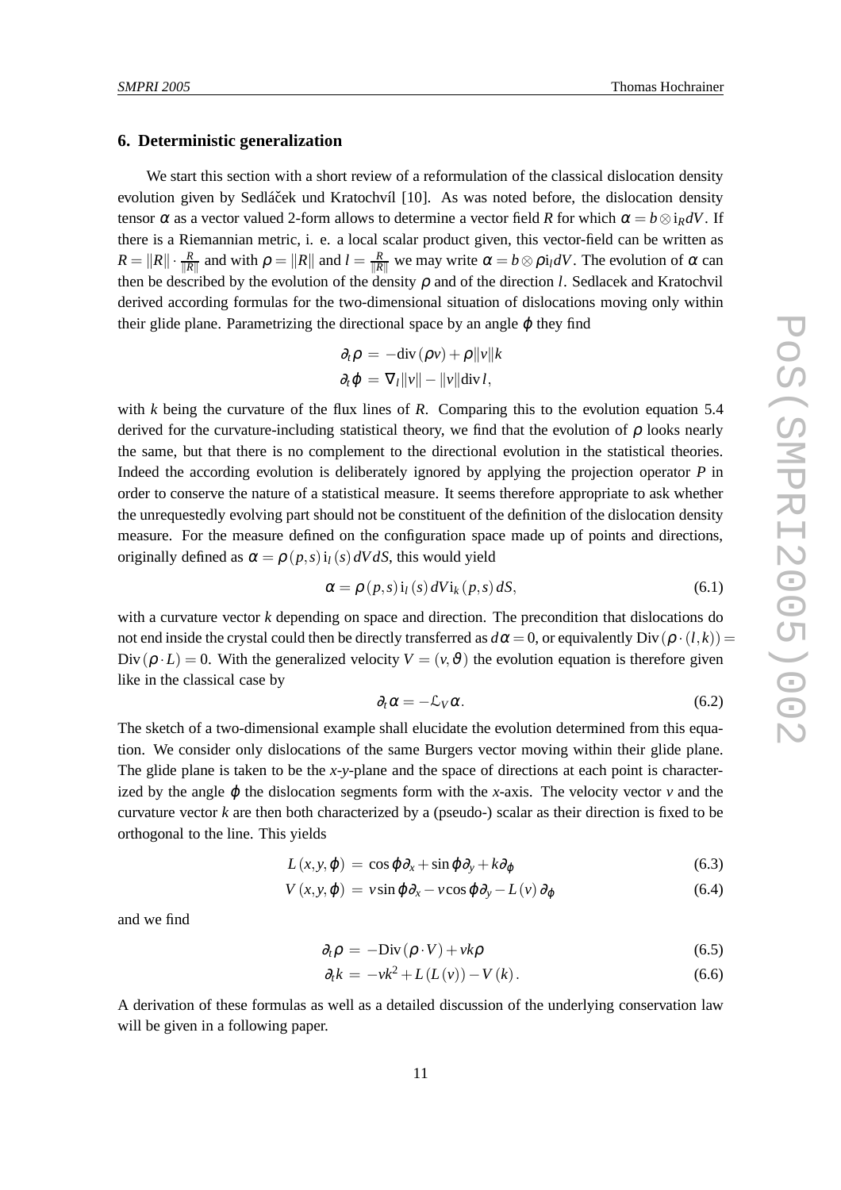## 6. Deterministic generalization

We start this section with a short review of a reformulation of the classical dislocation density evolution given by Sedláček und Kratochvíl [10]. As was noted before, the dislocation density tensor $\alpha$ as a vector valued 2-form allows to determine a vector field $R$ for which $\alpha = b \otimes \mathrm{i}_R dV$. If there is a Riemannian metric, i. e. a local scalar product given, this vector-field can be written as $R = \|R\| \cdot \frac{R}{\|R\|}$ and with $\rho = \|R\|$ and $l = \frac{R}{\|R\|}$ we may write $\alpha = b \otimes \rho \mathrm{i}_l dV$. The evolution of $\alpha$ can then be described by the evolution of the density $\rho$ and of the direction $l$. Sedlacek and Kratochvil derived according formulas for the two-dimensional situation of dislocations moving only within their glide plane. Parametrizing the directional space by an angle $\varphi$ they find

$$
\begin{aligned}
\partial_t \rho &= -\mathrm{div}\,(\rho v) + \rho \|v\| k \\
\partial_t \varphi &= \nabla_l \|v\| - \|v\| \mathrm{div}\, l,
\end{aligned}
$$

with $k$ being the curvature of the flux lines of $R$. Comparing this to the evolution equation 5.4 derived for the curvature-including statistical theory, we find that the evolution of $\rho$ looks nearly the same, but that there is no complement to the directional evolution in the statistical theories. Indeed the according evolution is deliberately ignored by applying the projection operator $P$ in order to conserve the nature of a statistical measure. It seems therefore appropriate to ask whether the unrequestedly evolving part should not be constituent of the definition of the dislocation density measure. For the measure defined on the configuration space made up of points and directions, originally defined as $\alpha = \rho\,(p,s)\,\mathrm{i}_l\,(s)\,dV dS$, this would yield

$$
\alpha = \rho\,(p,s)\,\mathrm{i}_l\,(s)\,dV \mathrm{i}_k\,(p,s)\,dS, \tag{6.1}
$$

with a curvature vector $k$ depending on space and direction. The precondition that dislocations do not end inside the crystal could then be directly transferred as $d\alpha = 0$, or equivalently $\mathrm{Div}\,(\rho \cdot (l,k)) = \mathrm{Div}\,(\rho \cdot L) = 0$. With the generalized velocity $V = (v, \vartheta)$ the evolution equation is therefore given like in the classical case by

$$
\partial_t \alpha = -\mathcal{L}_V \alpha. \tag{6.2}
$$

The sketch of a two-dimensional example shall elucidate the evolution determined from this equation. We consider only dislocations of the same Burgers vector moving within their glide plane. The glide plane is taken to be the $x$-$y$-plane and the space of directions at each point is characterized by the angle $\varphi$ the dislocation segments form with the $x$-axis. The velocity vector $v$ and the curvature vector $k$ are then both characterized by a (pseudo-) scalar as their direction is fixed to be orthogonal to the line. This yields

$$
L\,(x,y,\varphi) = \cos\varphi\,\partial_x + \sin\varphi\,\partial_y + k\partial_\varphi \tag{6.3}
$$

$$
V\,(x,y,\varphi) = v\sin\varphi\,\partial_x - v\cos\varphi\,\partial_y - L\,(v)\,\partial_\varphi \tag{6.4}
$$

and we find

$$
\partial_t \rho = -\mathrm{Div}\,(\rho \cdot V) + vk\rho \tag{6.5}
$$

$$
\partial_t k = -vk^2 + L\,(L\,(v)) - V\,(k)\,. \tag{6.6}
$$

A derivation of these formulas as well as a detailed discussion of the underlying conservation law will be given in a following paper.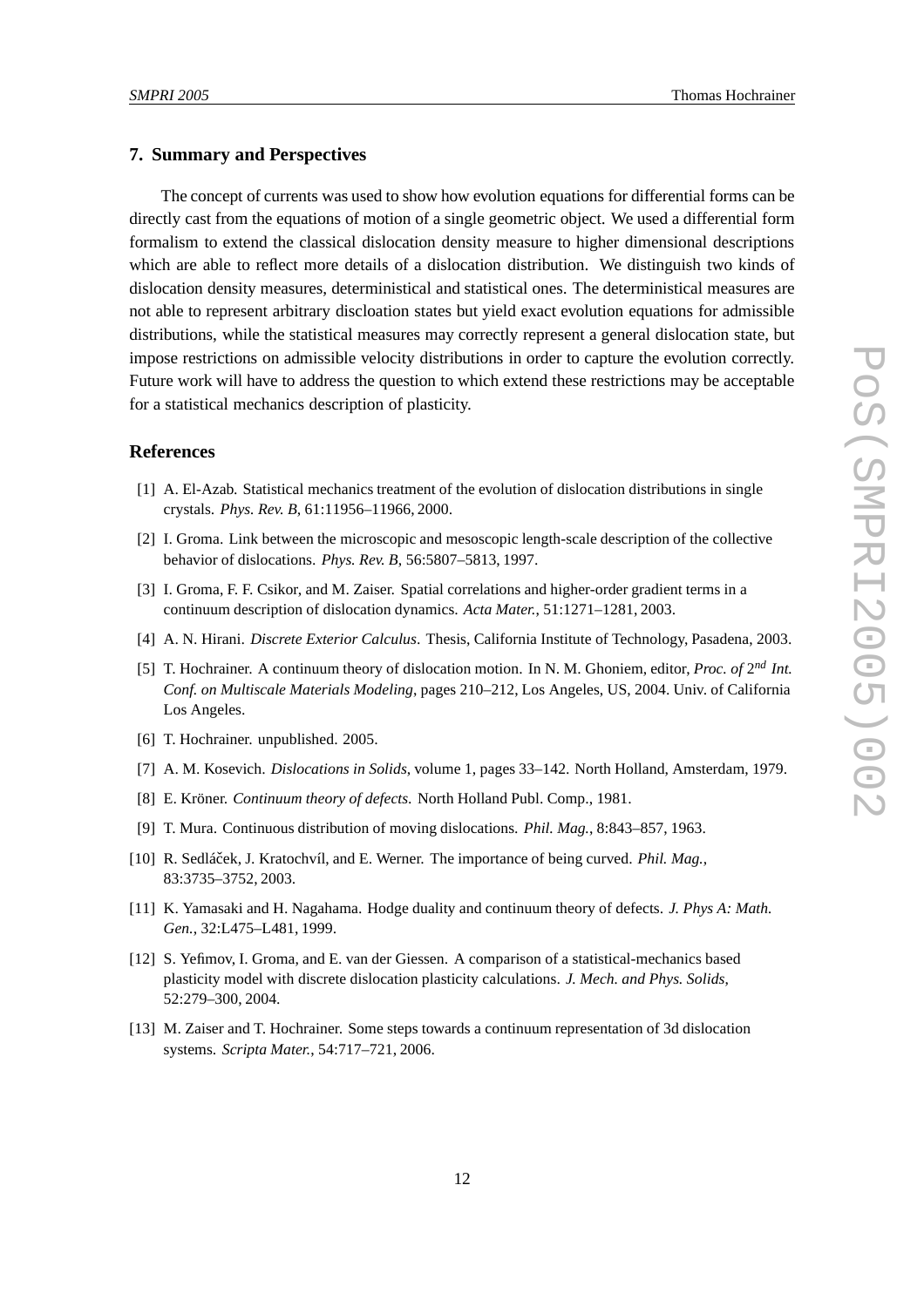## 7. Summary and Perspectives

The concept of currents was used to show how evolution equations for differential forms can be directly cast from the equations of motion of a single geometric object. We used a differential form formalism to extend the classical dislocation density measure to higher dimensional descriptions which are able to reflect more details of a dislocation distribution. We distinguish two kinds of dislocation density measures, deterministical and statistical ones. The deterministical measures are not able to represent arbitrary discloation states but yield exact evolution equations for admissible distributions, while the statistical measures may correctly represent a general dislocation state, but impose restrictions on admissible velocity distributions in order to capture the evolution correctly. Future work will have to address the question to which extend these restrictions may be acceptable for a statistical mechanics description of plasticity.

## References

[1] A. El-Azab. Statistical mechanics treatment of the evolution of dislocation distributions in single crystals. *Phys. Rev. B*, 61:11956–11966, 2000.

[2] I. Groma. Link between the microscopic and mesoscopic length-scale description of the collective behavior of dislocations. *Phys. Rev. B*, 56:5807–5813, 1997.

[3] I. Groma, F. F. Csikor, and M. Zaiser. Spatial correlations and higher-order gradient terms in a continuum description of dislocation dynamics. *Acta Mater.*, 51:1271–1281, 2003.

[4] A. N. Hirani. *Discrete Exterior Calculus*. Thesis, California Institute of Technology, Pasadena, 2003.

[5] T. Hochrainer. A continuum theory of dislocation motion. In N. M. Ghoniem, editor, *Proc. of* $2^{nd}$ *Int. Conf. on Multiscale Materials Modeling*, pages 210–212, Los Angeles, US, 2004. Univ. of California Los Angeles.

[6] T. Hochrainer. unpublished. 2005.

[7] A. M. Kosevich. *Dislocations in Solids*, volume 1, pages 33–142. North Holland, Amsterdam, 1979.

[8] E. Kröner. *Continuum theory of defects*. North Holland Publ. Comp., 1981.

[9] T. Mura. Continuous distribution of moving dislocations. *Phil. Mag.*, 8:843–857, 1963.

[10] R. Sedláček, J. Kratochvíl, and E. Werner. The importance of being curved. *Phil. Mag.*, 83:3735–3752, 2003.

[11] K. Yamasaki and H. Nagahama. Hodge duality and continuum theory of defects. *J. Phys A: Math. Gen.*, 32:L475–L481, 1999.

[12] S. Yefimov, I. Groma, and E. van der Giessen. A comparison of a statistical-mechanics based plasticity model with discrete dislocation plasticity calculations. *J. Mech. and Phys. Solids*, 52:279–300, 2004.

[13] M. Zaiser and T. Hochrainer. Some steps towards a continuum representation of 3d dislocation systems. *Scripta Mater.*, 54:717–721, 2006.